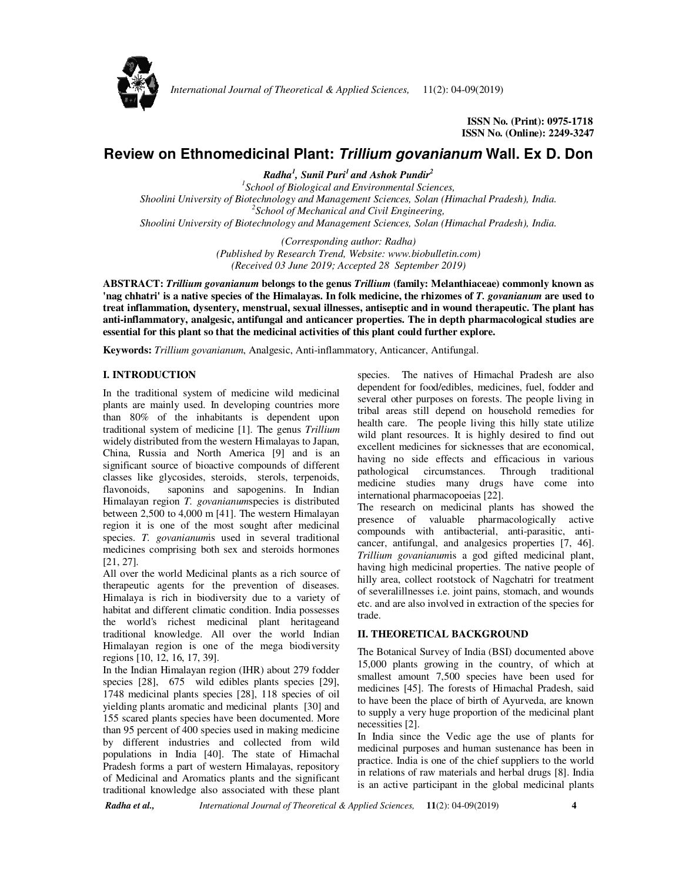ISSN No. (Print): 0975-1718
ISSN No. (Online): 2249-3247

# Review on Ethnomedicinal Plant: *Trillium govanianum* Wall. Ex D. Don

***Radha*[1], *Sunil Puri*[1] *and Ashok Pundir*[2]**

[1]*School of Biological and Environmental Sciences,*
*Shoolini University of Biotechnology and Management Sciences, Solan (Himachal Pradesh), India.*
[2]*School of Mechanical and Civil Engineering,*
*Shoolini University of Biotechnology and Management Sciences, Solan (Himachal Pradesh), India.*

*(Corresponding author: Radha)*
*(Published by Research Trend, Website: www.biobulletin.com)*
*(Received 03 June 2019; Accepted 28 September 2019)*

**ABSTRACT: *Trillium govanianum* belongs to the genus *Trillium* (family: Melanthiaceae) commonly known as 'nag chhatri' is a native species of the Himalayas. In folk medicine, the rhizomes of *T. govanianum* are used to treat inflammation, dysentery, menstrual, sexual illnesses, antiseptic and in wound therapeutic. The plant has anti-inflammatory, analgesic, antifungal and anticancer properties. The in depth pharmacological studies are essential for this plant so that the medicinal activities of this plant could further explore.**

**Keywords:** *Trillium govanianum*, Analgesic, Anti-inflammatory, Anticancer, Antifungal.

## I. INTRODUCTION

In the traditional system of medicine wild medicinal plants are mainly used. In developing countries more than 80% of the inhabitants is dependent upon traditional system of medicine [1]. The genus *Trillium* widely distributed from the western Himalayas to Japan, China, Russia and North America [9] and is an significant source of bioactive compounds of different classes like glycosides, steroids, sterols, terpenoids, flavonoids, saponins and sapogenins. In Indian Himalayan region *T. govanianum*species is distributed between 2,500 to 4,000 m [41]. The western Himalayan region it is one of the most sought after medicinal species. *T. govanianum*is used in several traditional medicines comprising both sex and steroids hormones [21, 27].

All over the world Medicinal plants as a rich source of therapeutic agents for the prevention of diseases. Himalaya is rich in biodiversity due to a variety of habitat and different climatic condition. India possesses the world's richest medicinal plant heritageand traditional knowledge. All over the world Indian Himalayan region is one of the mega biodiversity regions [10, 12, 16, 17, 39].

In the Indian Himalayan region (IHR) about 279 fodder species [28], 675 wild edibles plants species [29], 1748 medicinal plants species [28], 118 species of oil yielding plants aromatic and medicinal plants [30] and 155 scared plants species have been documented. More than 95 percent of 400 species used in making medicine by different industries and collected from wild populations in India [40]. The state of Himachal Pradesh forms a part of western Himalayas, repository of Medicinal and Aromatics plants and the significant traditional knowledge also associated with these plant species. The natives of Himachal Pradesh are also dependent for food/edibles, medicines, fuel, fodder and several other purposes on forests. The people living in tribal areas still depend on household remedies for health care. The people living this hilly state utilize wild plant resources. It is highly desired to find out excellent medicines for sicknesses that are economical, having no side effects and efficacious in various pathological circumstances. Through traditional medicine studies many drugs have come into international pharmacopoeias [22].

The research on medicinal plants has showed the presence of valuable pharmacologically active compounds with antibacterial, anti-parasitic, anti-cancer, antifungal, and analgesics properties [7, 46]. *Trillium govanianum*is a god gifted medicinal plant, having high medicinal properties. The native people of hilly area, collect rootstock of Nagchatri for treatment of severalillnesses i.e. joint pains, stomach, and wounds etc. and are also involved in extraction of the species for trade.

## II. THEORETICAL BACKGROUND

The Botanical Survey of India (BSI) documented above 15,000 plants growing in the country, of which at smallest amount 7,500 species have been used for medicines [45]. The forests of Himachal Pradesh, said to have been the place of birth of Ayurveda, are known to supply a very huge proportion of the medicinal plant necessities [2].

In India since the Vedic age the use of plants for medicinal purposes and human sustenance has been in practice. India is one of the chief suppliers to the world in relations of raw materials and herbal drugs [8]. India is an active participant in the global medicinal plants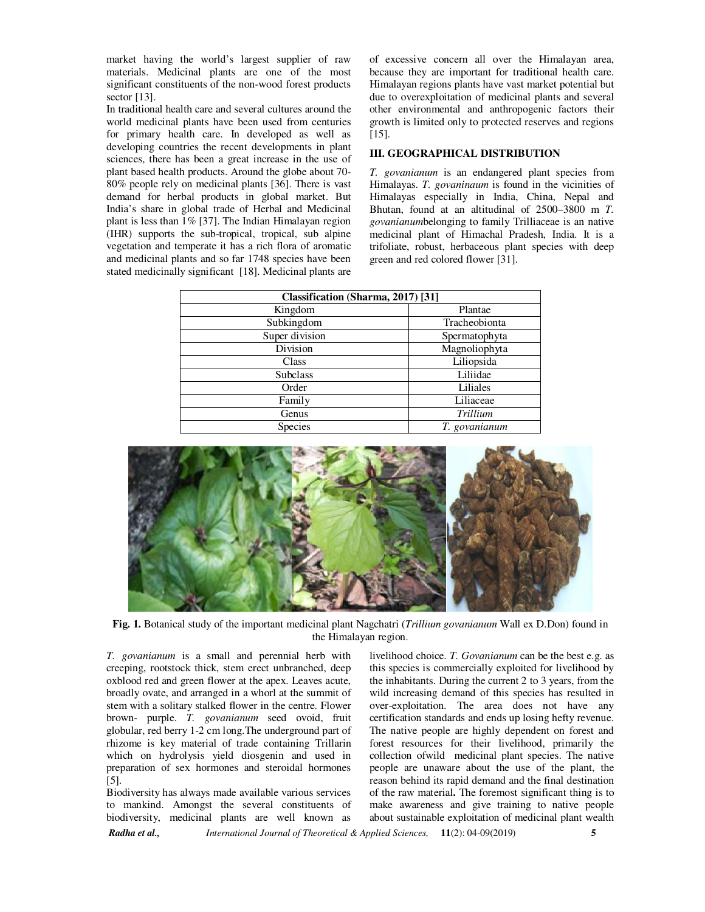market having the world's largest supplier of raw materials. Medicinal plants are one of the most significant constituents of the non-wood forest products sector [13].

In traditional health care and several cultures around the world medicinal plants have been used from centuries for primary health care. In developed as well as developing countries the recent developments in plant sciences, there has been a great increase in the use of plant based health products. Around the globe about 70-80% people rely on medicinal plants [36]. There is vast demand for herbal products in global market. But India's share in global trade of Herbal and Medicinal plant is less than 1% [37]. The Indian Himalayan region (IHR) supports the sub-tropical, tropical, sub alpine vegetation and temperate it has a rich flora of aromatic and medicinal plants and so far 1748 species have been stated medicinally significant [18]. Medicinal plants are of excessive concern all over the Himalayan area, because they are important for traditional health care. Himalayan regions plants have vast market potential but due to overexploitation of medicinal plants and several other environmental and anthropogenic factors their growth is limited only to protected reserves and regions [15].

## III. GEOGRAPHICAL DISTRIBUTION

*T. govanianum* is an endangered plant species from Himalayas. *T. govaninaum* is found in the vicinities of Himalayas especially in India, China, Nepal and Bhutan, found at an altitudinal of 2500–3800 m *T. govanianum*belonging to family Trilliaceae is an native medicinal plant of Himachal Pradesh, India. It is a trifoliate, robust, herbaceous plant species with deep green and red colored flower [31].

| **Classification (Sharma, 2017) [31]** | |
|---|---|
| Kingdom | Plantae |
| Subkingdom | Tracheobionta |
| Super division | Spermatophyta |
| Division | Magnoliophyta |
| Class | Liliopsida |
| Subclass | Liliidae |
| Order | Liliales |
| Family | Liliaceae |
| Genus | *Trillium* |
| Species | *T. govanianum* |

**Fig. 1.** Botanical study of the important medicinal plant Nagchatri (*Trillium govanianum* Wall ex D.Don) found in the Himalayan region.

*T. govanianum* is a small and perennial herb with creeping, rootstock thick, stem erect unbranched, deep oxblood red and green flower at the apex. Leaves acute, broadly ovate, and arranged in a whorl at the summit of stem with a solitary stalked flower in the centre. Flower brown- purple. *T. govanianum* seed ovoid, fruit globular, red berry 1-2 cm long.The underground part of rhizome is key material of trade containing Trillarin which on hydrolysis yield diosgenin and used in preparation of sex hormones and steroidal hormones [5].

Biodiversity has always made available various services to mankind. Amongst the several constituents of biodiversity, medicinal plants are well known as livelihood choice. *T. Govanianum* can be the best e.g. as this species is commercially exploited for livelihood by the inhabitants. During the current 2 to 3 years, from the wild increasing demand of this species has resulted in over-exploitation. The area does not have any certification standards and ends up losing hefty revenue. The native people are highly dependent on forest and forest resources for their livelihood, primarily the collection ofwild medicinal plant species. The native people are unaware about the use of the plant, the reason behind its rapid demand and the final destination of the raw material**.** The foremost significant thing is to make awareness and give training to native people about sustainable exploitation of medicinal plant wealth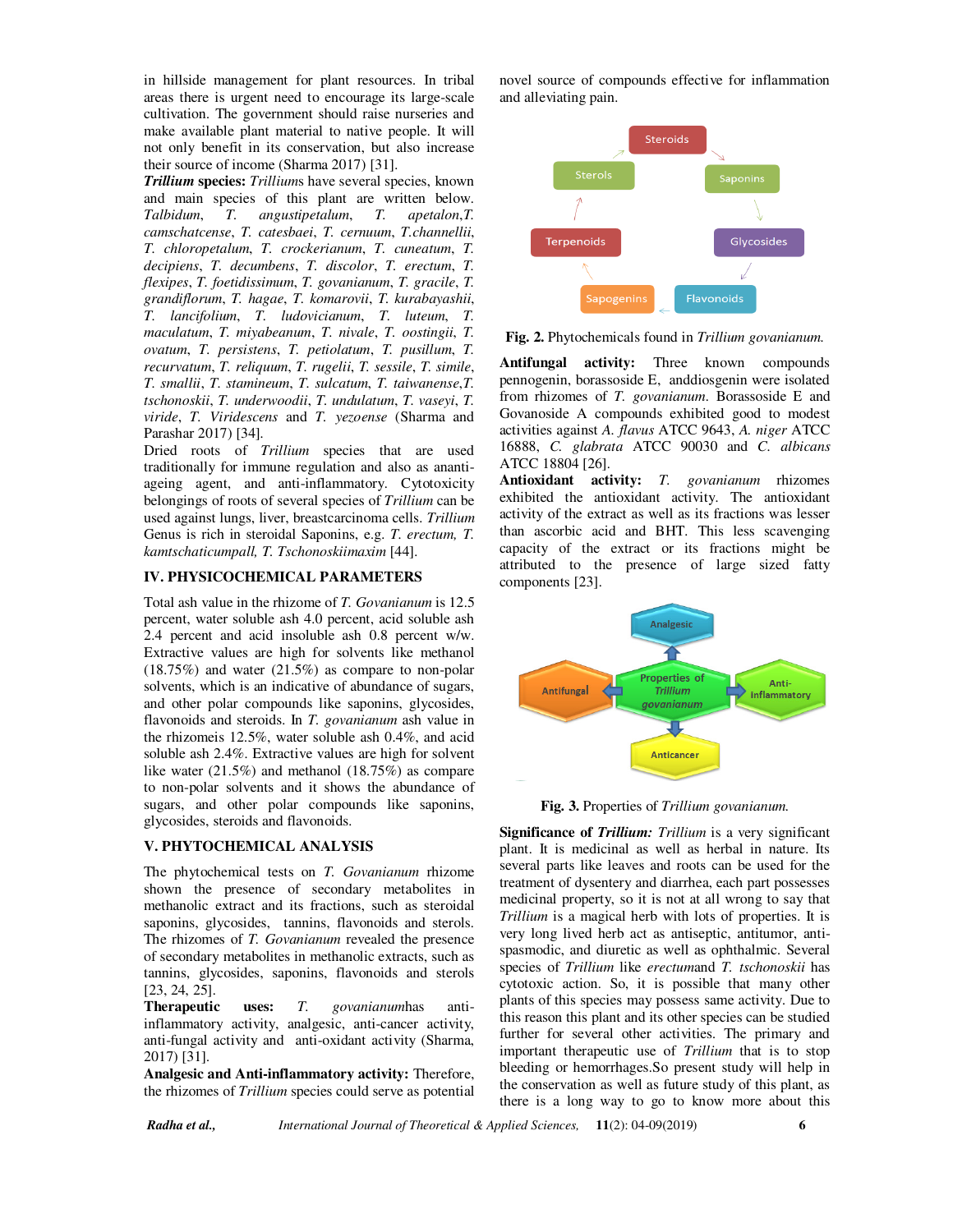in hillside management for plant resources. In tribal areas there is urgent need to encourage its large-scale cultivation. The government should raise nurseries and make available plant material to native people. It will not only benefit in its conservation, but also increase their source of income (Sharma 2017) [31].

***Trillium* species:** *Trilliums* have several species, known and main species of this plant are written below. *Talbidum*, *T. angustipetalum*, *T. apetalon*,*T. camschatcense*, *T. catesbaei*, *T. cernuum*, *T.channellii*, *T. chloropetalum*, *T. crockerianum*, *T. cuneatum*, *T. decipiens*, *T. decumbens*, *T. discolor*, *T. erectum*, *T. flexipes*, *T. foetidissimum*, *T. govanianum*, *T. gracile*, *T. grandiflorum*, *T. hagae*, *T. komarovii*, *T. kurabayashii*, *T. lancifolium*, *T. ludovicianum*, *T. luteum*, *T. maculatum*, *T. miyabeanum*, *T. nivale*, *T. oostingii*, *T. ovatum*, *T. persistens*, *T. petiolatum*, *T. pusillum*, *T. recurvatum*, *T. reliquum*, *T. rugelii*, *T. sessile*, *T. simile*, *T. smallii*, *T. stamineum*, *T. sulcatum*, *T. taiwanense*,*T. tschonoskii*, *T. underwoodii*, *T. undulatum*, *T. vaseyi*, *T. viride*, *T. Viridescens* and *T. yezoense* (Sharma and Parashar 2017) [34].

Dried roots of *Trillium* species that are used traditionally for immune regulation and also as ananti-ageing agent, and anti-inflammatory. Cytotoxicity belongings of roots of several species of *Trillium* can be used against lungs, liver, breastcarcinoma cells. *Trillium* Genus is rich in steroidal Saponins, e.g. *T. erectum, T. kamtschaticumpall, T. Tschonoskiimaxim* [44].

## IV. PHYSICOCHEMICAL PARAMETERS

Total ash value in the rhizome of *T. Govanianum* is 12.5 percent, water soluble ash 4.0 percent, acid soluble ash 2.4 percent and acid insoluble ash 0.8 percent w/w. Extractive values are high for solvents like methanol (18.75%) and water (21.5%) as compare to non-polar solvents, which is an indicative of abundance of sugars, and other polar compounds like saponins, glycosides, flavonoids and steroids. In *T. govanianum* ash value in the rhizomeis 12.5%, water soluble ash 0.4%, and acid soluble ash 2.4%. Extractive values are high for solvent like water (21.5%) and methanol (18.75%) as compare to non-polar solvents and it shows the abundance of sugars, and other polar compounds like saponins, glycosides, steroids and flavonoids.

## V. PHYTOCHEMICAL ANALYSIS

The phytochemical tests on *T. Govanianum* rhizome shown the presence of secondary metabolites in methanolic extract and its fractions, such as steroidal saponins, glycosides, tannins, flavonoids and sterols. The rhizomes of *T. Govanianum* revealed the presence of secondary metabolites in methanolic extracts, such as tannins, glycosides, saponins, flavonoids and sterols [23, 24, 25].

**Therapeutic uses:** *T. govanianum*has anti-inflammatory activity, analgesic, anti-cancer activity, anti-fungal activity and anti-oxidant activity (Sharma, 2017) [31].

**Analgesic and Anti-inflammatory activity:** Therefore, the rhizomes of *Trillium* species could serve as potential novel source of compounds effective for inflammation and alleviating pain.

Steroids → Saponins → Glycosides → Flavonoids → Sapogenins → Terpenoids → Sterols → Steroids

**Fig. 2.** Phytochemicals found in *Trillium govanianum.*

**Antifungal activity:** Three known compounds pennogenin, borassoside E, anddiosgenin were isolated from rhizomes of *T. govanianum*. Borassoside E and Govanoside A compounds exhibited good to modest activities against *A. flavus* ATCC 9643, *A. niger* ATCC 16888, *C. glabrata* ATCC 90030 and *C. albicans* ATCC 18804 [26].

**Antioxidant activity:** *T. govanianum* rhizomes exhibited the antioxidant activity. The antioxidant activity of the extract as well as its fractions was lesser than ascorbic acid and BHT. This less scavenging capacity of the extract or its fractions might be attributed to the presence of large sized fatty components [23].

Properties of *Trillium govanianum*: Analgesic, Anti-Inflammatory, Anticancer, Antifungal

**Fig. 3.** Properties of *Trillium govanianum.*

**Significance of *Trillium:*** *Trillium* is a very significant plant. It is medicinal as well as herbal in nature. Its several parts like leaves and roots can be used for the treatment of dysentery and diarrhea, each part possesses medicinal property, so it is not at all wrong to say that *Trillium* is a magical herb with lots of properties. It is very long lived herb act as antiseptic, antitumor, anti-spasmodic, and diuretic as well as ophthalmic. Several species of *Trillium* like *erectum*and *T. tschonoskii* has cytotoxic action. So, it is possible that many other plants of this species may possess same activity. Due to this reason this plant and its other species can be studied further for several other activities. The primary and important therapeutic use of *Trillium* that is to stop bleeding or hemorrhages.So present study will help in the conservation as well as future study of this plant, as there is a long way to go to know more about this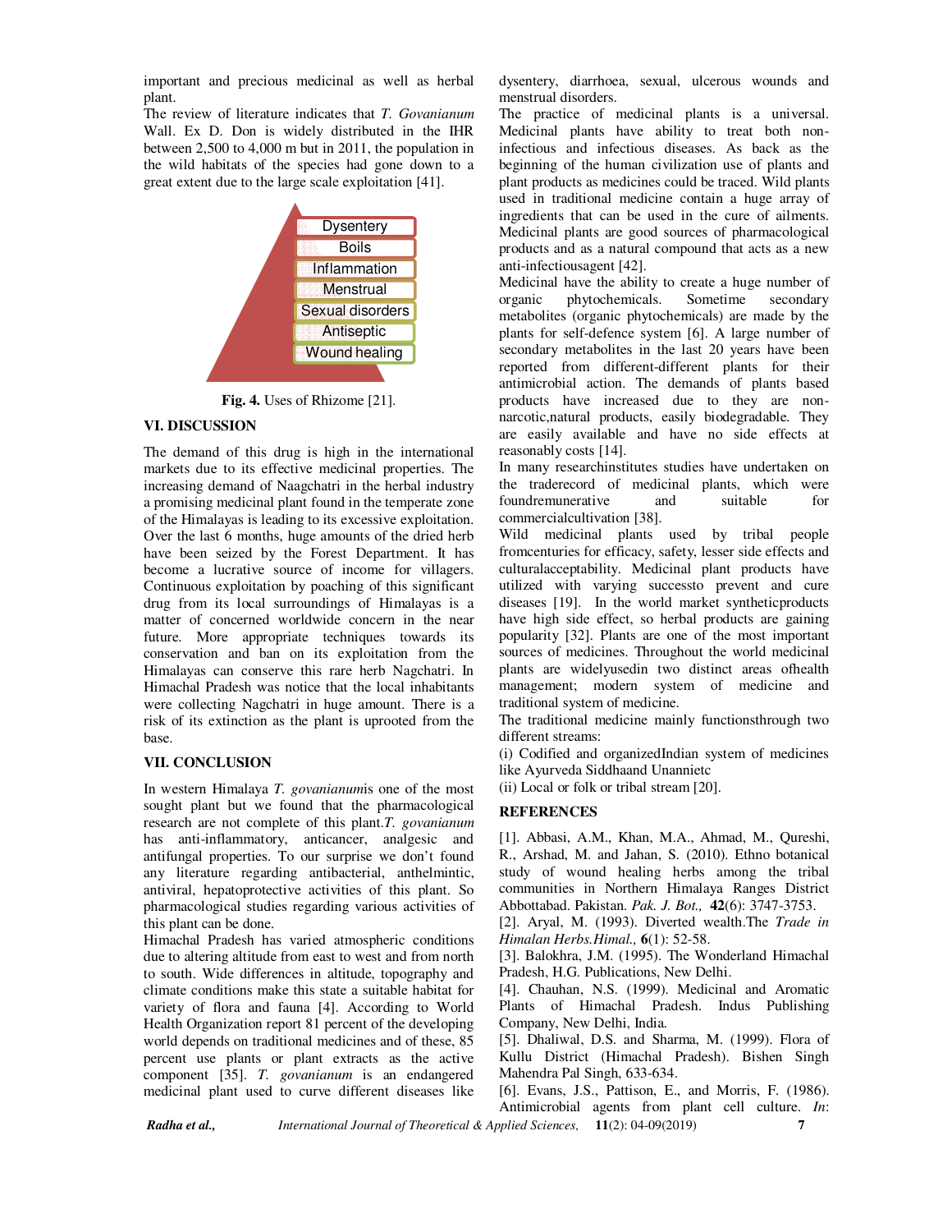important and precious medicinal as well as herbal plant.

The review of literature indicates that *T. Govanianum* Wall. Ex D. Don is widely distributed in the IHR between 2,500 to 4,000 m but in 2011, the population in the wild habitats of the species had gone down to a great extent due to the large scale exploitation [41].

Dysentery
Boils
Inflammation
Menstrual
Sexual disorders
Antiseptic
Wound healing

**Fig. 4.** Uses of Rhizome [21].

## VI. DISCUSSION

The demand of this drug is high in the international markets due to its effective medicinal properties. The increasing demand of Naagchatri in the herbal industry a promising medicinal plant found in the temperate zone of the Himalayas is leading to its excessive exploitation. Over the last 6 months, huge amounts of the dried herb have been seized by the Forest Department. It has become a lucrative source of income for villagers. Continuous exploitation by poaching of this significant drug from its local surroundings of Himalayas is a matter of concerned worldwide concern in the near future. More appropriate techniques towards its conservation and ban on its exploitation from the Himalayas can conserve this rare herb Nagchatri. In Himachal Pradesh was notice that the local inhabitants were collecting Nagchatri in huge amount. There is a risk of its extinction as the plant is uprooted from the base.

## VII. CONCLUSION

In western Himalaya *T. govanianum*is one of the most sought plant but we found that the pharmacological research are not complete of this plant.*T. govanianum* has anti-inflammatory, anticancer, analgesic and antifungal properties. To our surprise we don't found any literature regarding antibacterial, anthelmintic, antiviral, hepatoprotective activities of this plant. So pharmacological studies regarding various activities of this plant can be done.

Himachal Pradesh has varied atmospheric conditions due to altering altitude from east to west and from north to south. Wide differences in altitude, topography and climate conditions make this state a suitable habitat for variety of flora and fauna [4]. According to World Health Organization report 81 percent of the developing world depends on traditional medicines and of these, 85 percent use plants or plant extracts as the active component [35]. *T. govanianum* is an endangered medicinal plant used to curve different diseases like dysentery, diarrhoea, sexual, ulcerous wounds and menstrual disorders.

The practice of medicinal plants is a universal. Medicinal plants have ability to treat both non-infectious and infectious diseases. As back as the beginning of the human civilization use of plants and plant products as medicines could be traced. Wild plants used in traditional medicine contain a huge array of ingredients that can be used in the cure of ailments. Medicinal plants are good sources of pharmacological products and as a natural compound that acts as a new anti-infectiousagent [42].

Medicinal have the ability to create a huge number of organic phytochemicals. Sometime secondary metabolites (organic phytochemicals) are made by the plants for self-defence system [6]. A large number of secondary metabolites in the last 20 years have been reported from different-different plants for their antimicrobial action. The demands of plants based products have increased due to they are non-narcotic,natural products, easily biodegradable. They are easily available and have no side effects at reasonably costs [14].

In many researchinstitutes studies have undertaken on the traderecord of medicinal plants, which were foundremunerative and suitable for commercialcultivation [38].

Wild medicinal plants used by tribal people fromcenturies for efficacy, safety, lesser side effects and culturalacceptability. Medicinal plant products have utilized with varying successto prevent and cure diseases [19]. In the world market syntheticproducts have high side effect, so herbal products are gaining popularity [32]. Plants are one of the most important sources of medicines. Throughout the world medicinal plants are widelyusedin two distinct areas ofhealth management; modern system of medicine and traditional system of medicine.

The traditional medicine mainly functionsthrough two different streams:

(i) Codified and organizedIndian system of medicines like Ayurveda Siddhaand Unannietc

(ii) Local or folk or tribal stream [20].

## REFERENCES

[1]. Abbasi, A.M., Khan, M.A., Ahmad, M., Qureshi, R., Arshad, M. and Jahan, S. (2010). Ethno botanical study of wound healing herbs among the tribal communities in Northern Himalaya Ranges District Abbottabad. Pakistan. *Pak. J. Bot.,* **42**(6): 3747-3753.

[2]. Aryal, M. (1993). Diverted wealth.The *Trade in Himalan Herbs.Himal.,* **6**(1): 52-58.

[3]. Balokhra, J.M. (1995). The Wonderland Himachal Pradesh, H.G. Publications, New Delhi.

[4]. Chauhan, N.S. (1999). Medicinal and Aromatic Plants of Himachal Pradesh. Indus Publishing Company, New Delhi, India.

[5]. Dhaliwal, D.S. and Sharma, M. (1999). Flora of Kullu District (Himachal Pradesh). Bishen Singh Mahendra Pal Singh, 633-634.

[6]. Evans, J.S., Pattison, E., and Morris, F. (1986). Antimicrobial agents from plant cell culture. *In*: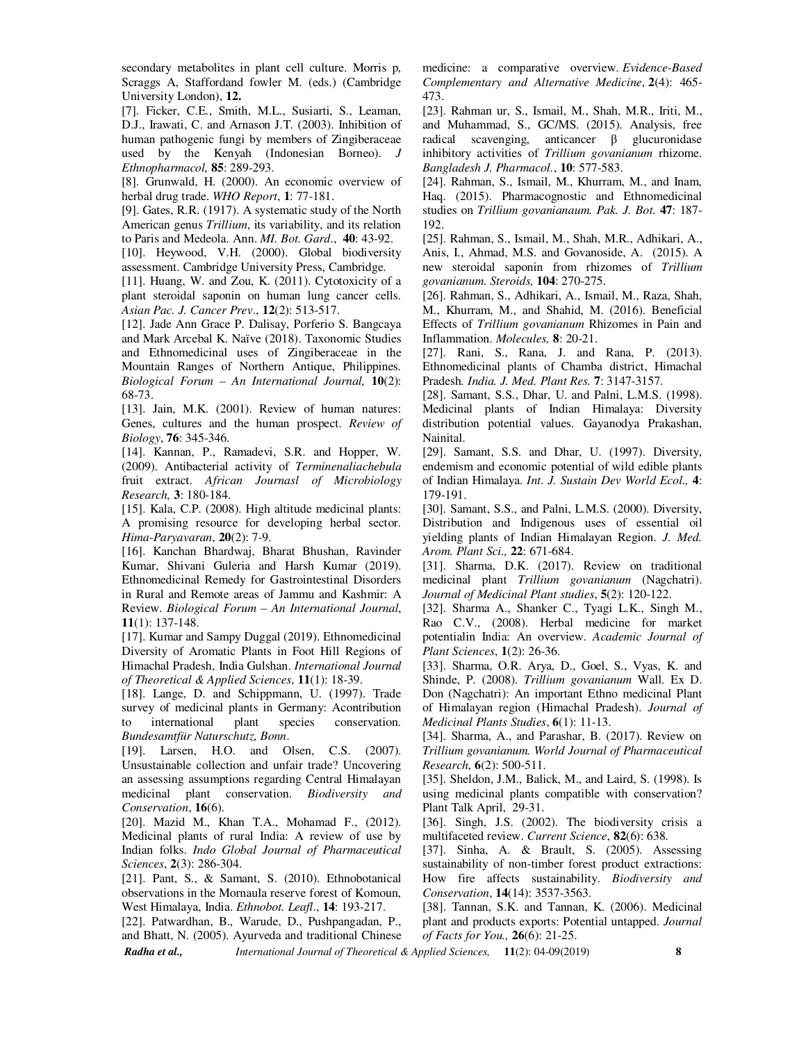secondary metabolites in plant cell culture. Morris p, Scraggs A, Staffordand fowler M. (eds.) (Cambridge University London), **12.**

[7]. Ficker, C.E., Smith, M.L., Susiarti, S., Leaman, D.J., Irawati, C. and Arnason J.T. (2003). Inhibition of human pathogenic fungi by members of Zingiberaceae used by the Kenyah (Indonesian Borneo). *J Ethnopharmacol,* **85**: 289-293.

[8]. Grunwald, H. (2000). An economic overview of herbal drug trade. *WHO Report*, **1**: 77-181.

[9]. Gates, R.R. (1917). A systematic study of the North American genus *Trillium*, its variability, and its relation to Paris and Medeola. Ann. *MI. Bot. Gard*., **40**: 43-92.

[10]. Heywood, V.H. (2000). Global biodiversity assessment. Cambridge University Press, Cambridge.

[11]. Huang, W. and Zou, K. (2011). Cytotoxicity of a plant steroidal saponin on human lung cancer cells. *Asian Pac. J. Cancer Prev*., **12**(2): 513-517.

[12]. Jade Ann Grace P. Dalisay, Porferio S. Bangcaya and Mark Arcebal K. Naïve (2018). Taxonomic Studies and Ethnomedicinal uses of Zingiberaceae in the Mountain Ranges of Northern Antique, Philippines. *Biological Forum – An International Journal,* **10**(2): 68-73.

[13]. Jain, M.K. (2001). Review of human natures: Genes, cultures and the human prospect. *Review of Biology*, **76**: 345-346.

[14]. Kannan, P., Ramadevi, S.R. and Hopper, W. (2009). Antibacterial activity of *Terminenaliachebula* fruit extract. *African Journasl of Microbiology Research,* **3**: 180-184.

[15]. Kala, C.P. (2008). High altitude medicinal plants: A promising resource for developing herbal sector. *Hima-Paryavaran*, **20**(2): 7-9.

[16]. Kanchan Bhardwaj, Bharat Bhushan, Ravinder Kumar, Shivani Guleria and Harsh Kumar (2019). Ethnomedicinal Remedy for Gastrointestinal Disorders in Rural and Remote areas of Jammu and Kashmir: A Review. *Biological Forum – An International Journal*, **11**(1): 137-148.

[17]. Kumar and Sampy Duggal (2019). Ethnomedicinal Diversity of Aromatic Plants in Foot Hill Regions of Himachal Pradesh, India Gulshan. *International Journal of Theoretical & Applied Sciences*, **11**(1): 18-39.

[18]. Lange, D. and Schippmann, U. (1997). Trade survey of medicinal plants in Germany: Acontribution to international plant species conservation. *Bundesamtfür Naturschutz, Bonn*.

[19]. Larsen, H.O. and Olsen, C.S. (2007). Unsustainable collection and unfair trade? Uncovering an assessing assumptions regarding Central Himalayan medicinal plant conservation. *Biodiversity and Conservation*, **16**(6).

[20]. Mazid M., Khan T.A., Mohamad F., (2012). Medicinal plants of rural India: A review of use by Indian folks. *Indo Global Journal of Pharmaceutical Sciences*, **2**(3): 286-304.

[21]. Pant, S., & Samant, S. (2010). Ethnobotanical observations in the Mornaula reserve forest of Komoun, West Himalaya, India. *Ethnobot. Leafl*., **14**: 193-217.

[22]. Patwardhan, B., Warude, D., Pushpangadan, P., and Bhatt, N. (2005). Ayurveda and traditional Chinese medicine: a comparative overview. *Evidence-Based Complementary and Alternative Medicine*, **2**(4): 465-473.

[23]. Rahman ur, S., Ismail, M., Shah, M.R., Iriti, M., and Muhammad, S., GC/MS. (2015). Analysis, free radical scavenging, anticancer β glucuronidase inhibitory activities of *Trillium govanianum* rhizome. *Bangladesh J. Pharmacol.*, **10**: 577-583.

[24]. Rahman, S., Ismail, M., Khurram, M., and Inam, Haq. (2015). Pharmacognostic and Ethnomedicinal studies on *Trillium govanianaum. Pak. J. Bot*. **47**: 187-192.

[25]. Rahman, S., Ismail, M., Shah, M.R., Adhikari, A., Anis, I., Ahmad, M.S. and Govanoside, A. (2015). A new steroidal saponin from rhizomes of *Trillium govanianum. Steroids,* **104**: 270-275.

[26]. Rahman, S., Adhikari, A., Ismail, M., Raza, Shah, M., Khurram, M., and Shahid, M. (2016). Beneficial Effects of *Trillium govanianum* Rhizomes in Pain and Inflammation. *Molecules,* **8**: 20-21.

[27]. Rani, S., Rana, J. and Rana, P. (2013). Ethnomedicinal plants of Chamba district, Himachal Pradesh. *India. J. Med. Plant Res.* **7**: 3147-3157.

[28]. Samant, S.S., Dhar, U. and Palni, L.M.S. (1998). Medicinal plants of Indian Himalaya: Diversity distribution potential values. Gayanodya Prakashan, Nainital.

[29]. Samant, S.S. and Dhar, U. (1997). Diversity, endemism and economic potential of wild edible plants of Indian Himalaya. *Int. J. Sustain Dev World Ecol.,* **4**: 179-191.

[30]. Samant, S.S., and Palni, L.M.S. (2000). Diversity, Distribution and Indigenous uses of essential oil yielding plants of Indian Himalayan Region. *J. Med. Arom. Plant Sci.,* **22**: 671-684.

[31]. Sharma, D.K. (2017). Review on traditional medicinal plant *Trillium govanianum* (Nagchatri). *Journal of Medicinal Plant studies*, **5**(2): 120-122.

[32]. Sharma A., Shanker C., Tyagi L.K., Singh M., Rao C.V., (2008). Herbal medicine for market potentialin India: An overview. *Academic Journal of Plant Sciences*, **1**(2): 26-36.

[33]. Sharma, O.R. Arya, D., Goel, S., Vyas, K. and Shinde, P. (2008). *Trillium govanianum* Wall. Ex D. Don (Nagchatri): An important Ethno medicinal Plant of Himalayan region (Himachal Pradesh). *Journal of Medicinal Plants Studies*, **6**(1): 11-13.

[34]. Sharma, A., and Parashar, B. (2017). Review on *Trillium govanianum. World Journal of Pharmaceutical Research*, **6**(2): 500-511.

[35]. Sheldon, J.M., Balick, M., and Laird, S. (1998). Is using medicinal plants compatible with conservation? Plant Talk April, 29-31.

[36]. Singh, J.S. (2002). The biodiversity crisis a multifaceted review. *Current Science*, **82**(6): 638.

[37]. Sinha, A. & Brault, S. (2005). Assessing sustainability of non-timber forest product extractions: How fire affects sustainability. *Biodiversity and Conservation*, **14**(14): 3537-3563.

[38]. Tannan, S.K. and Tannan, K. (2006). Medicinal plant and products exports: Potential untapped. *Journal of Facts for You.,* **26**(6): 21-25.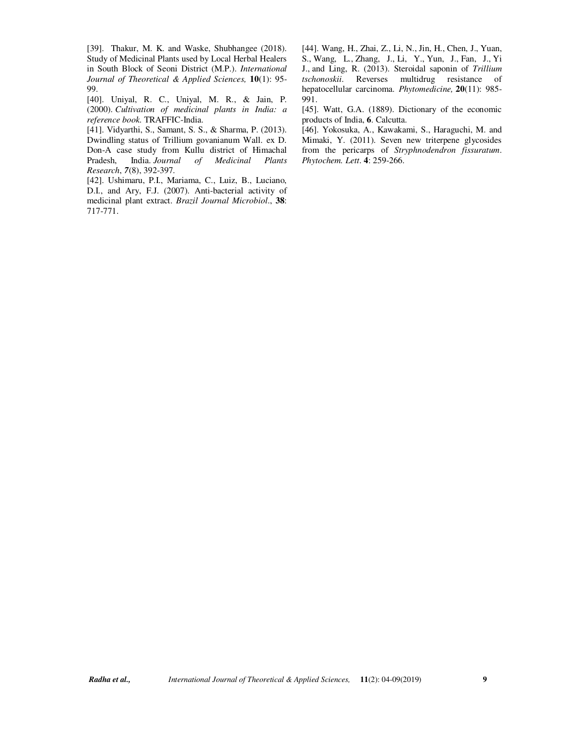[39]. Thakur, M. K. and Waske, Shubhangee (2018). Study of Medicinal Plants used by Local Herbal Healers in South Block of Seoni District (M.P.). *International Journal of Theoretical & Applied Sciences,* **10**(1): 95-99.

[40]. Uniyal, R. C., Uniyal, M. R., & Jain, P. (2000). *Cultivation of medicinal plants in India: a reference book.* TRAFFIC-India.

[41]. Vidyarthi, S., Samant, S. S., & Sharma, P. (2013). Dwindling status of Trillium govanianum Wall. ex D. Don-A case study from Kullu district of Himachal Pradesh, India. *Journal of Medicinal Plants Research*, ***7***(8), 392-397.

[42]. Ushimaru, P.I., Mariama, C., Luiz, B., Luciano, D.I., and Ary, F.J. (2007). Anti-bacterial activity of medicinal plant extract. *Brazil Journal Microbiol*., **38**: 717-771.

[44]. Wang, H., Zhai, Z., Li, N., Jin, H., Chen, J., Yuan, S., Wang, L., Zhang, J., Li, Y., Yun, J., Fan, J., Yi J., and Ling, R. (2013). Steroidal saponin of *Trillium tschonoskii*. Reverses multidrug resistance of hepatocellular carcinoma. *Phytomedicine,* **20**(11): 985-991.

[45]. Watt, G.A. (1889). Dictionary of the economic products of India, **6**. Calcutta.

[46]. Yokosuka, A., Kawakami, S., Haraguchi, M. and Mimaki, Y. (2011). Seven new triterpene glycosides from the pericarps of *Stryphnodendron fissuratum*. *Phytochem. Lett*. **4**: 259-266.